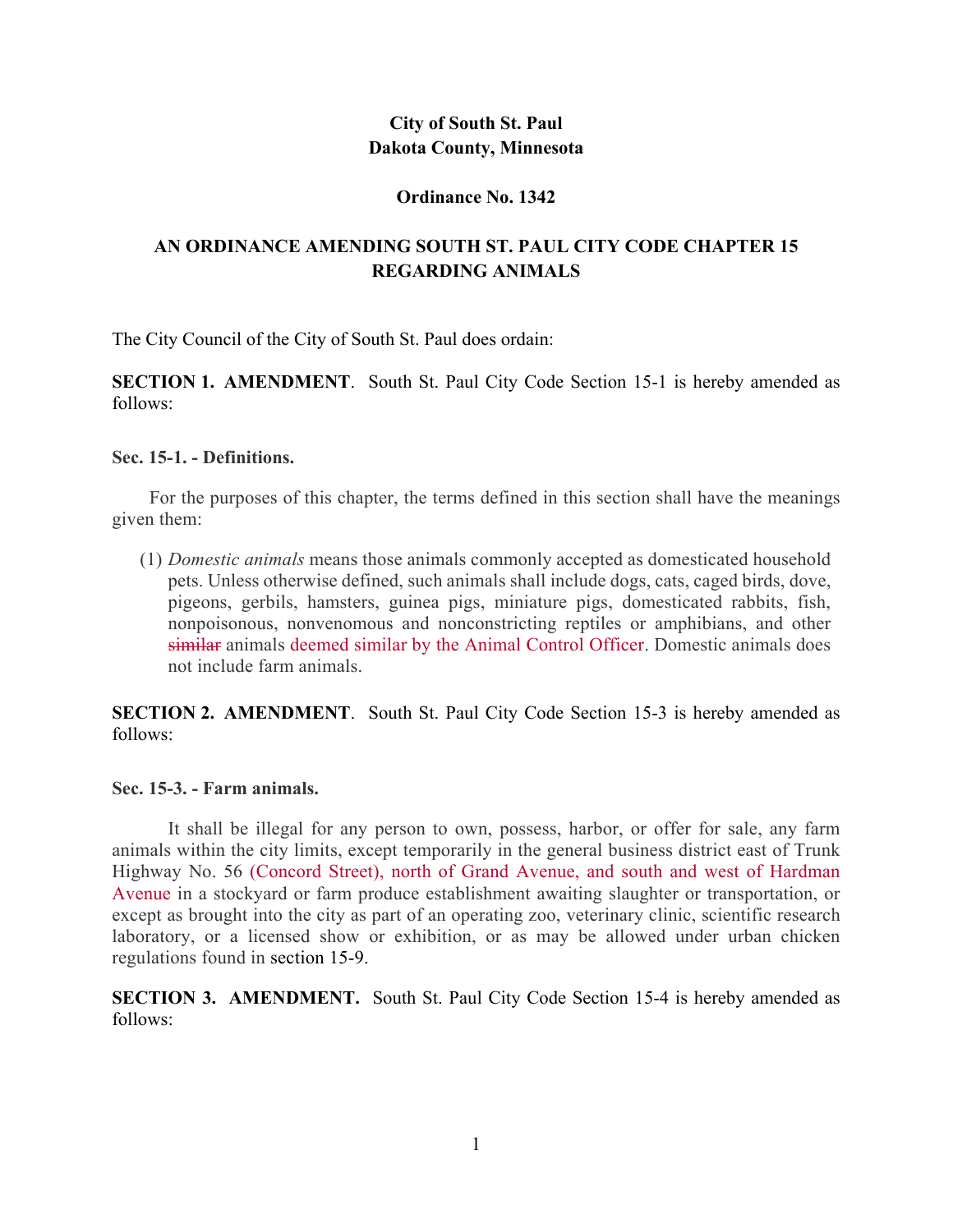**City of South St. Paul**
**Dakota County, Minnesota**

**Ordinance No. 1342**

**AN ORDINANCE AMENDING SOUTH ST. PAUL CITY CODE CHAPTER 15 REGARDING ANIMALS**

The City Council of the City of South St. Paul does ordain:

**SECTION 1. AMENDMENT**. South St. Paul City Code Section 15-1 is hereby amended as follows:

**Sec. 15-1. - Definitions.**

For the purposes of this chapter, the terms defined in this section shall have the meanings given them:

(1) *Domestic animals* means those animals commonly accepted as domesticated household pets. Unless otherwise defined, such animals shall include dogs, cats, caged birds, dove, pigeons, gerbils, hamsters, guinea pigs, miniature pigs, domesticated rabbits, fish, nonpoisonous, nonvenomous and nonconstricting reptiles or amphibians, and other ~~similar~~ animals deemed similar by the Animal Control Officer. Domestic animals does not include farm animals.

**SECTION 2. AMENDMENT**. South St. Paul City Code Section 15-3 is hereby amended as follows:

**Sec. 15-3. - Farm animals.**

It shall be illegal for any person to own, possess, harbor, or offer for sale, any farm animals within the city limits, except temporarily in the general business district east of Trunk Highway No. 56 (Concord Street), north of Grand Avenue, and south and west of Hardman Avenue in a stockyard or farm produce establishment awaiting slaughter or transportation, or except as brought into the city as part of an operating zoo, veterinary clinic, scientific research laboratory, or a licensed show or exhibition, or as may be allowed under urban chicken regulations found in section 15-9.

**SECTION 3. AMENDMENT.** South St. Paul City Code Section 15-4 is hereby amended as follows: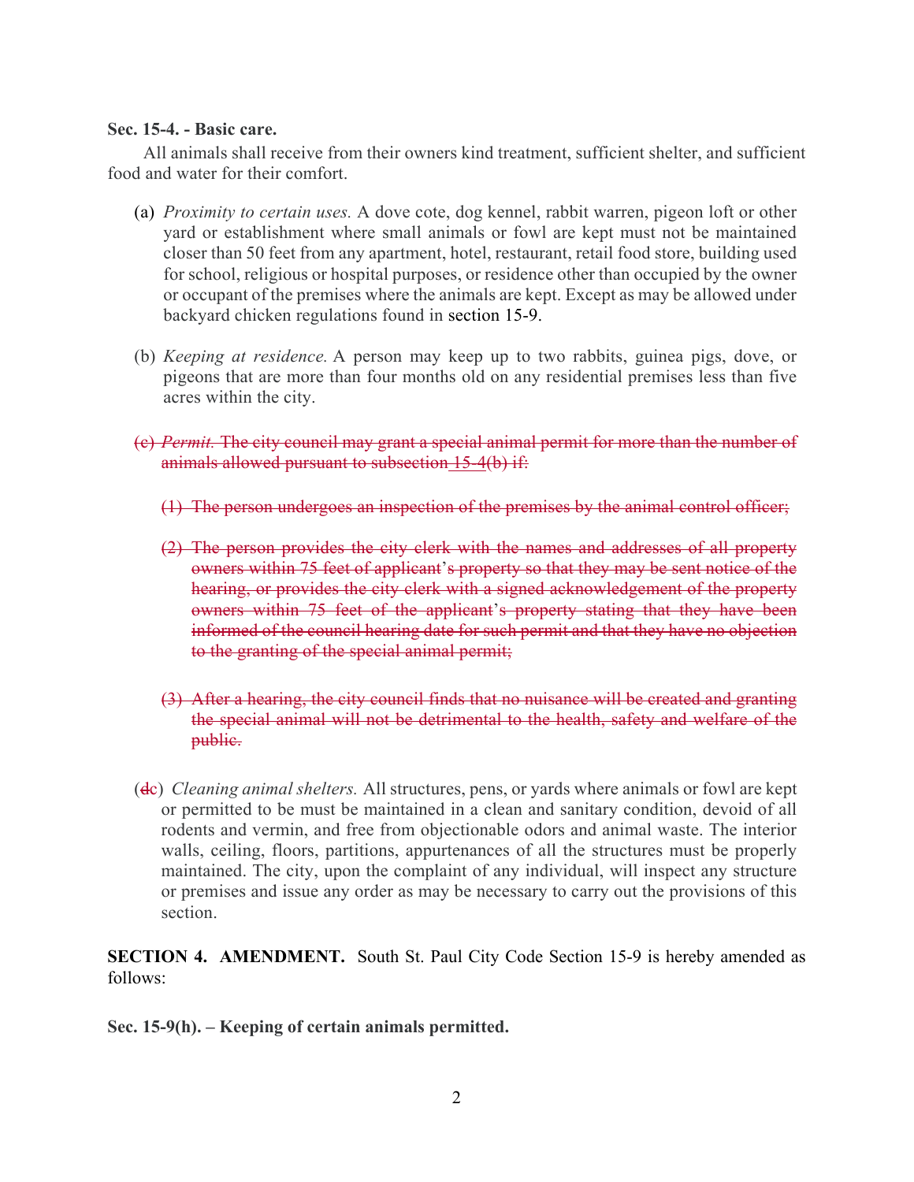**Sec. 15-4. - Basic care.**

All animals shall receive from their owners kind treatment, sufficient shelter, and sufficient food and water for their comfort.

(a) *Proximity to certain uses.* A dove cote, dog kennel, rabbit warren, pigeon loft or other yard or establishment where small animals or fowl are kept must not be maintained closer than 50 feet from any apartment, hotel, restaurant, retail food store, building used for school, religious or hospital purposes, or residence other than occupied by the owner or occupant of the premises where the animals are kept. Except as may be allowed under backyard chicken regulations found in section 15-9.

(b) *Keeping at residence.* A person may keep up to two rabbits, guinea pigs, dove, or pigeons that are more than four months old on any residential premises less than five acres within the city.

~~(c) *Permit.* The city council may grant a special animal permit for more than the number of animals allowed pursuant to subsection 15-4(b) if:~~

~~(1) The person undergoes an inspection of the premises by the animal control officer;~~

~~(2) The person provides the city clerk with the names and addresses of all property owners within 75 feet of applicant's property so that they may be sent notice of the hearing, or provides the city clerk with a signed acknowledgement of the property owners within 75 feet of the applicant's property stating that they have been informed of the council hearing date for such permit and that they have no objection to the granting of the special animal permit;~~

~~(3) After a hearing, the city council finds that no nuisance will be created and granting the special animal will not be detrimental to the health, safety and welfare of the public.~~

(~~d~~c) *Cleaning animal shelters.* All structures, pens, or yards where animals or fowl are kept or permitted to be must be maintained in a clean and sanitary condition, devoid of all rodents and vermin, and free from objectionable odors and animal waste. The interior walls, ceiling, floors, partitions, appurtenances of all the structures must be properly maintained. The city, upon the complaint of any individual, will inspect any structure or premises and issue any order as may be necessary to carry out the provisions of this section.

**SECTION 4. AMENDMENT.** South St. Paul City Code Section 15-9 is hereby amended as follows:

**Sec. 15-9(h). – Keeping of certain animals permitted.**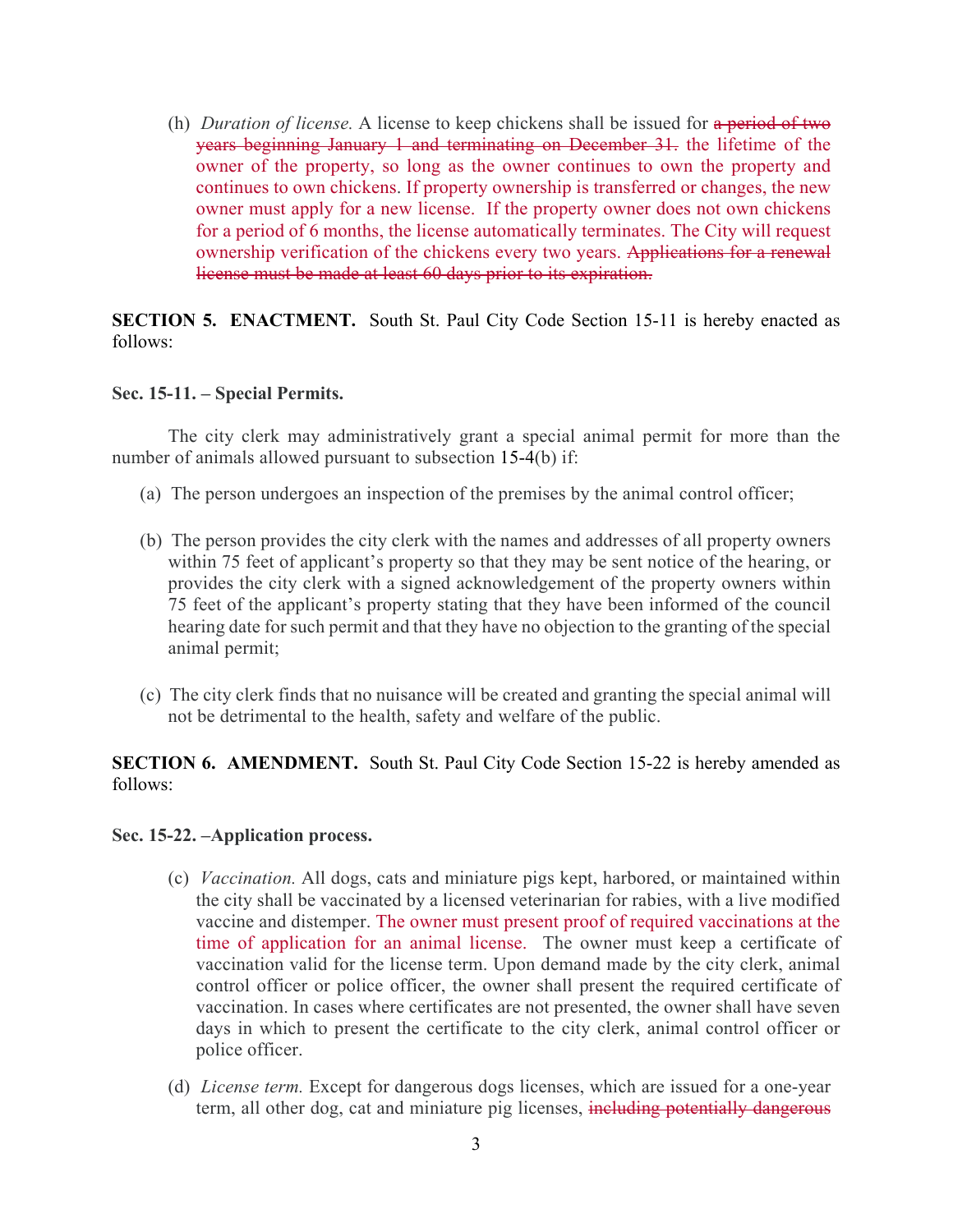(h) *Duration of license.* A license to keep chickens shall be issued for ~~a period of two years beginning January 1 and terminating on December 31.~~ the lifetime of the owner of the property, so long as the owner continues to own the property and continues to own chickens. If property ownership is transferred or changes, the new owner must apply for a new license. If the property owner does not own chickens for a period of 6 months, the license automatically terminates. The City will request ownership verification of the chickens every two years. ~~Applications for a renewal license must be made at least 60 days prior to its expiration.~~

**SECTION 5. ENACTMENT.** South St. Paul City Code Section 15-11 is hereby enacted as follows:

**Sec. 15-11. – Special Permits.**

The city clerk may administratively grant a special animal permit for more than the number of animals allowed pursuant to subsection 15-4(b) if:

(a) The person undergoes an inspection of the premises by the animal control officer;

(b) The person provides the city clerk with the names and addresses of all property owners within 75 feet of applicant's property so that they may be sent notice of the hearing, or provides the city clerk with a signed acknowledgement of the property owners within 75 feet of the applicant's property stating that they have been informed of the council hearing date for such permit and that they have no objection to the granting of the special animal permit;

(c) The city clerk finds that no nuisance will be created and granting the special animal will not be detrimental to the health, safety and welfare of the public.

**SECTION 6. AMENDMENT.** South St. Paul City Code Section 15-22 is hereby amended as follows:

**Sec. 15-22. –Application process.**

(c) *Vaccination.* All dogs, cats and miniature pigs kept, harbored, or maintained within the city shall be vaccinated by a licensed veterinarian for rabies, with a live modified vaccine and distemper. The owner must present proof of required vaccinations at the time of application for an animal license. The owner must keep a certificate of vaccination valid for the license term. Upon demand made by the city clerk, animal control officer or police officer, the owner shall present the required certificate of vaccination. In cases where certificates are not presented, the owner shall have seven days in which to present the certificate to the city clerk, animal control officer or police officer.

(d) *License term.* Except for dangerous dogs licenses, which are issued for a one-year term, all other dog, cat and miniature pig licenses, ~~including potentially dangerous~~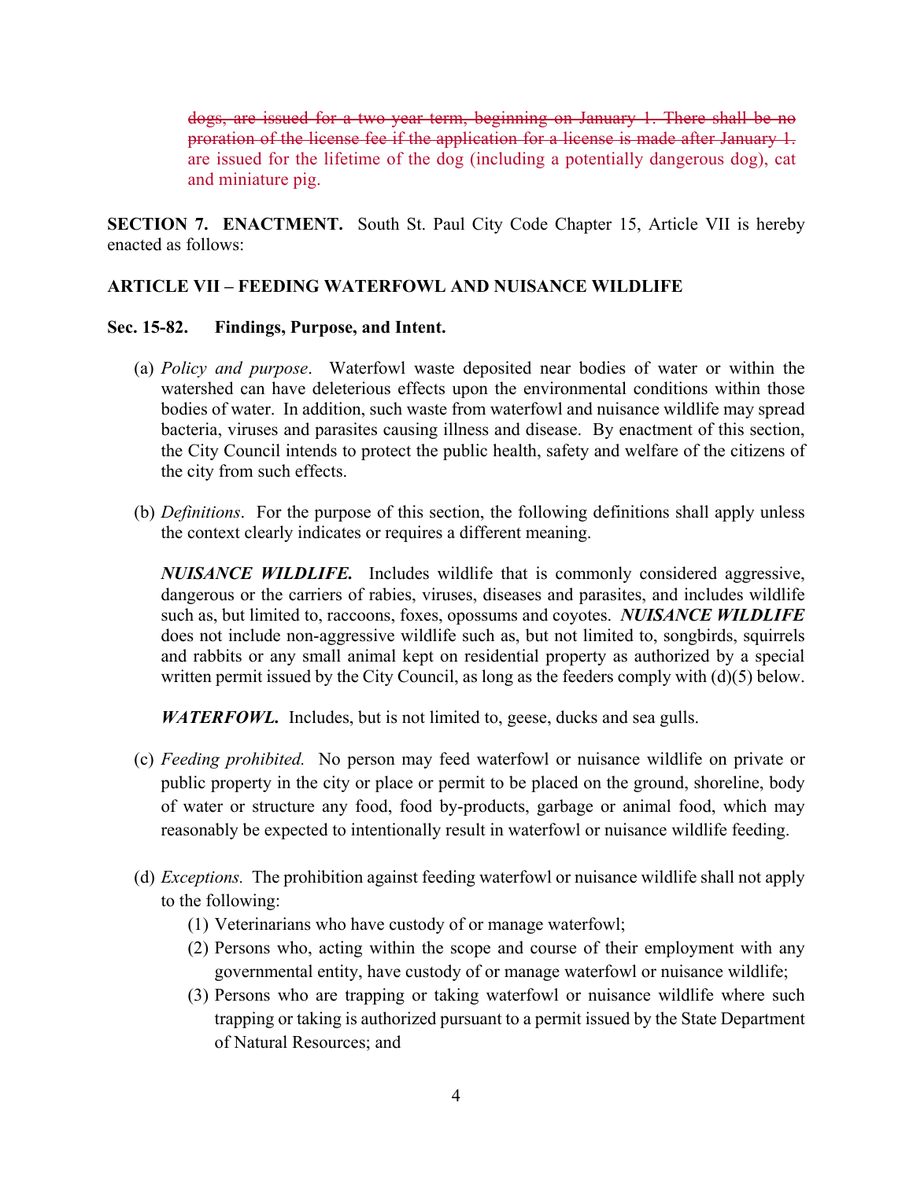~~dogs, are issued for a two year term, beginning on January 1. There shall be no proration of the license fee if the application for a license is made after January 1.~~ are issued for the lifetime of the dog (including a potentially dangerous dog), cat and miniature pig.

**SECTION 7. ENACTMENT.** South St. Paul City Code Chapter 15, Article VII is hereby enacted as follows:

**ARTICLE VII – FEEDING WATERFOWL AND NUISANCE WILDLIFE**

**Sec. 15-82. Findings, Purpose, and Intent.**

(a) *Policy and purpose*. Waterfowl waste deposited near bodies of water or within the watershed can have deleterious effects upon the environmental conditions within those bodies of water. In addition, such waste from waterfowl and nuisance wildlife may spread bacteria, viruses and parasites causing illness and disease. By enactment of this section, the City Council intends to protect the public health, safety and welfare of the citizens of the city from such effects.

(b) *Definitions*. For the purpose of this section, the following definitions shall apply unless the context clearly indicates or requires a different meaning.

***NUISANCE WILDLIFE.*** Includes wildlife that is commonly considered aggressive, dangerous or the carriers of rabies, viruses, diseases and parasites, and includes wildlife such as, but limited to, raccoons, foxes, opossums and coyotes. ***NUISANCE WILDLIFE*** does not include non-aggressive wildlife such as, but not limited to, songbirds, squirrels and rabbits or any small animal kept on residential property as authorized by a special written permit issued by the City Council, as long as the feeders comply with (d)(5) below.

***WATERFOWL.*** Includes, but is not limited to, geese, ducks and sea gulls.

(c) *Feeding prohibited.* No person may feed waterfowl or nuisance wildlife on private or public property in the city or place or permit to be placed on the ground, shoreline, body of water or structure any food, food by-products, garbage or animal food, which may reasonably be expected to intentionally result in waterfowl or nuisance wildlife feeding.

(d) *Exceptions.* The prohibition against feeding waterfowl or nuisance wildlife shall not apply to the following:

(1) Veterinarians who have custody of or manage waterfowl;
(2) Persons who, acting within the scope and course of their employment with any governmental entity, have custody of or manage waterfowl or nuisance wildlife;
(3) Persons who are trapping or taking waterfowl or nuisance wildlife where such trapping or taking is authorized pursuant to a permit issued by the State Department of Natural Resources; and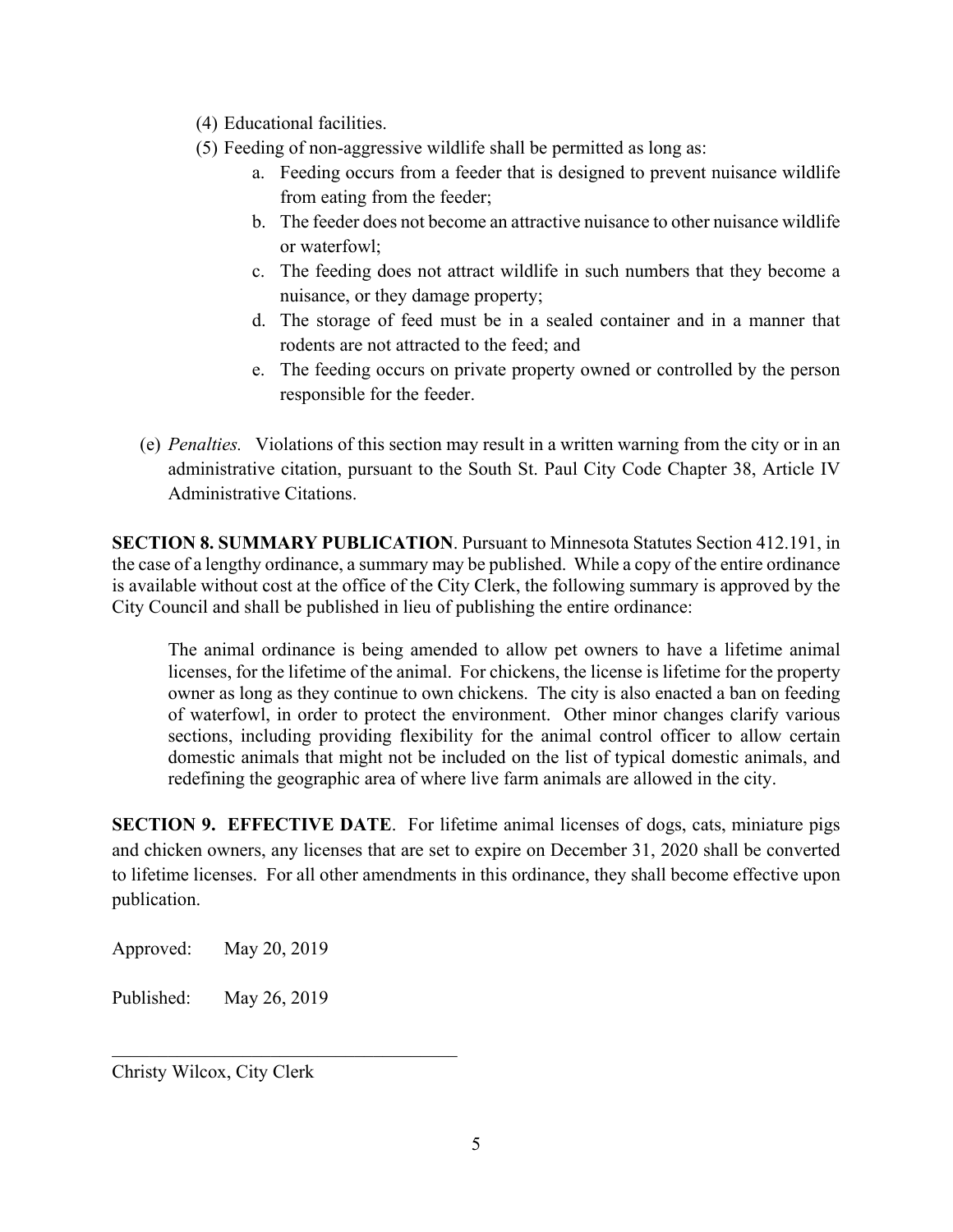(4) Educational facilities.

(5) Feeding of non-aggressive wildlife shall be permitted as long as:

   a. Feeding occurs from a feeder that is designed to prevent nuisance wildlife from eating from the feeder;
   b. The feeder does not become an attractive nuisance to other nuisance wildlife or waterfowl;
   c. The feeding does not attract wildlife in such numbers that they become a nuisance, or they damage property;
   d. The storage of feed must be in a sealed container and in a manner that rodents are not attracted to the feed; and
   e. The feeding occurs on private property owned or controlled by the person responsible for the feeder.

(e) *Penalties.* Violations of this section may result in a written warning from the city or in an administrative citation, pursuant to the South St. Paul City Code Chapter 38, Article IV Administrative Citations.

**SECTION 8. SUMMARY PUBLICATION**. Pursuant to Minnesota Statutes Section 412.191, in the case of a lengthy ordinance, a summary may be published. While a copy of the entire ordinance is available without cost at the office of the City Clerk, the following summary is approved by the City Council and shall be published in lieu of publishing the entire ordinance:

> The animal ordinance is being amended to allow pet owners to have a lifetime animal licenses, for the lifetime of the animal. For chickens, the license is lifetime for the property owner as long as they continue to own chickens. The city is also enacted a ban on feeding of waterfowl, in order to protect the environment. Other minor changes clarify various sections, including providing flexibility for the animal control officer to allow certain domestic animals that might not be included on the list of typical domestic animals, and redefining the geographic area of where live farm animals are allowed in the city.

**SECTION 9. EFFECTIVE DATE**. For lifetime animal licenses of dogs, cats, miniature pigs and chicken owners, any licenses that are set to expire on December 31, 2020 shall be converted to lifetime licenses. For all other amendments in this ordinance, they shall become effective upon publication.

Approved: May 20, 2019

Published: May 26, 2019

\_\_\_\_\_\_\_\_\_\_\_\_\_\_\_\_\_\_\_\_\_\_\_\_\_\_\_\_\_\_\_\_\_\_\_\_\_\_\_\_

Christy Wilcox, City Clerk